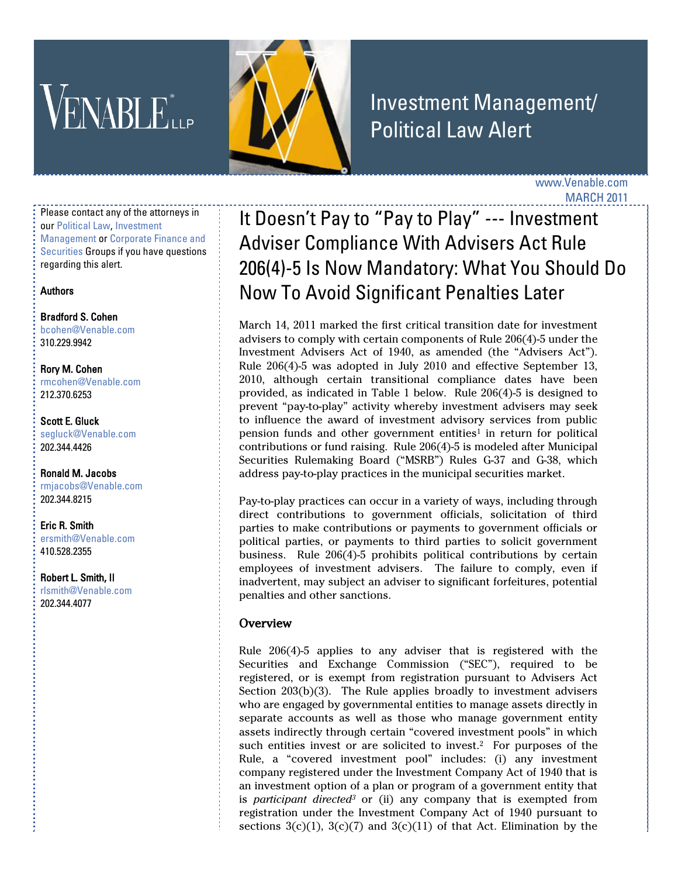# Investment Management/ Political Law Alert

www.Venable.com
MARCH 2011

Please contact any of the attorneys in our Political Law, Investment Management or Corporate Finance and Securities Groups if you have questions regarding this alert.

**Authors**

**Bradford S. Cohen**
bcohen@Venable.com
310.229.9942

**Rory M. Cohen**
rmcohen@Venable.com
212.370.6253

**Scott E. Gluck**
segluck@Venable.com
202.344.4426

**Ronald M. Jacobs**
rmjacobs@Venable.com
202.344.8215

**Eric R. Smith**
ersmith@Venable.com
410.528.2355

**Robert L. Smith, II**
rlsmith@Venable.com
202.344.4077

## It Doesn't Pay to "Pay to Play" --- Investment Adviser Compliance With Advisers Act Rule 206(4)-5 Is Now Mandatory: What You Should Do Now To Avoid Significant Penalties Later

March 14, 2011 marked the first critical transition date for investment advisers to comply with certain components of Rule 206(4)-5 under the Investment Advisers Act of 1940, as amended (the "Advisers Act"). Rule 206(4)-5 was adopted in July 2010 and effective September 13, 2010, although certain transitional compliance dates have been provided, as indicated in Table 1 below. Rule 206(4)-5 is designed to prevent "pay-to-play" activity whereby investment advisers may seek to influence the award of investment advisory services from public pension funds and other government entities[1] in return for political contributions or fund raising. Rule 206(4)-5 is modeled after Municipal Securities Rulemaking Board ("MSRB") Rules G-37 and G-38, which address pay-to-play practices in the municipal securities market.

Pay-to-play practices can occur in a variety of ways, including through direct contributions to government officials, solicitation of third parties to make contributions or payments to government officials or political parties, or payments to third parties to solicit government business. Rule 206(4)-5 prohibits political contributions by certain employees of investment advisers. The failure to comply, even if inadvertent, may subject an adviser to significant forfeitures, potential penalties and other sanctions.

### Overview

Rule 206(4)-5 applies to any adviser that is registered with the Securities and Exchange Commission ("SEC"), required to be registered, or is exempt from registration pursuant to Advisers Act Section 203(b)(3). The Rule applies broadly to investment advisers who are engaged by governmental entities to manage assets directly in separate accounts as well as those who manage government entity assets indirectly through certain "covered investment pools" in which such entities invest or are solicited to invest.[2] For purposes of the Rule, a "covered investment pool" includes: (i) any investment company registered under the Investment Company Act of 1940 that is an investment option of a plan or program of a government entity that is *participant directed*[3] or (ii) any company that is exempted from registration under the Investment Company Act of 1940 pursuant to sections 3(c)(1), 3(c)(7) and 3(c)(11) of that Act. Elimination by the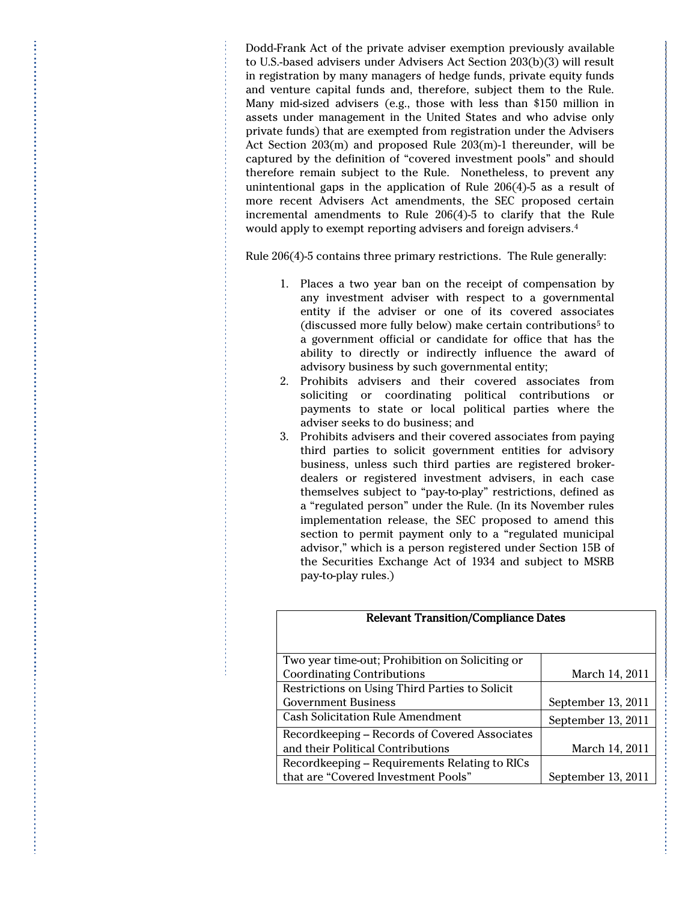Dodd-Frank Act of the private adviser exemption previously available to U.S.-based advisers under Advisers Act Section 203(b)(3) will result in registration by many managers of hedge funds, private equity funds and venture capital funds and, therefore, subject them to the Rule. Many mid-sized advisers (e.g., those with less than $150 million in assets under management in the United States and who advise only private funds) that are exempted from registration under the Advisers Act Section 203(m) and proposed Rule 203(m)-1 thereunder, will be captured by the definition of "covered investment pools" and should therefore remain subject to the Rule. Nonetheless, to prevent any unintentional gaps in the application of Rule 206(4)-5 as a result of more recent Advisers Act amendments, the SEC proposed certain incremental amendments to Rule 206(4)-5 to clarify that the Rule would apply to exempt reporting advisers and foreign advisers.[4]

Rule 206(4)-5 contains three primary restrictions. The Rule generally:

1. Places a two year ban on the receipt of compensation by any investment adviser with respect to a governmental entity if the adviser or one of its covered associates (discussed more fully below) make certain contributions[5] to a government official or candidate for office that has the ability to directly or indirectly influence the award of advisory business by such governmental entity;
2. Prohibits advisers and their covered associates from soliciting or coordinating political contributions or payments to state or local political parties where the adviser seeks to do business; and
3. Prohibits advisers and their covered associates from paying third parties to solicit government entities for advisory business, unless such third parties are registered broker-dealers or registered investment advisers, in each case themselves subject to "pay-to-play" restrictions, defined as a "regulated person" under the Rule. (In its November rules implementation release, the SEC proposed to amend this section to permit payment only to a "regulated municipal advisor," which is a person registered under Section 15B of the Securities Exchange Act of 1934 and subject to MSRB pay-to-play rules.)

| Relevant Transition/Compliance Dates | |
|---|---|
| Two year time-out; Prohibition on Soliciting or Coordinating Contributions | March 14, 2011 |
| Restrictions on Using Third Parties to Solicit Government Business | September 13, 2011 |
| Cash Solicitation Rule Amendment | September 13, 2011 |
| Recordkeeping – Records of Covered Associates and their Political Contributions | March 14, 2011 |
| Recordkeeping – Requirements Relating to RICs that are "Covered Investment Pools" | September 13, 2011 |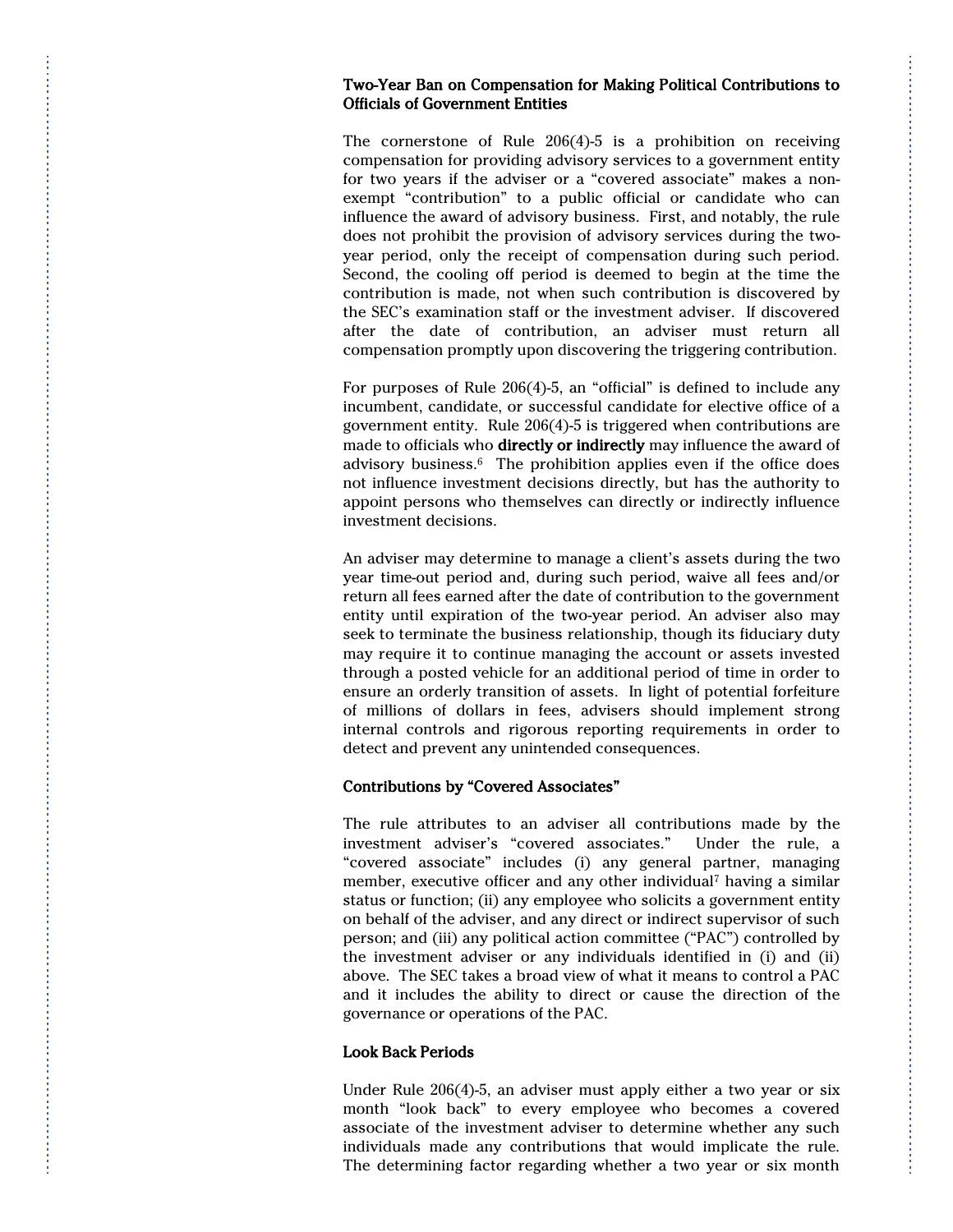### Two-Year Ban on Compensation for Making Political Contributions to Officials of Government Entities

The cornerstone of Rule 206(4)-5 is a prohibition on receiving compensation for providing advisory services to a government entity for two years if the adviser or a "covered associate" makes a non-exempt "contribution" to a public official or candidate who can influence the award of advisory business. First, and notably, the rule does not prohibit the provision of advisory services during the two-year period, only the receipt of compensation during such period. Second, the cooling off period is deemed to begin at the time the contribution is made, not when such contribution is discovered by the SEC's examination staff or the investment adviser. If discovered after the date of contribution, an adviser must return all compensation promptly upon discovering the triggering contribution.

For purposes of Rule 206(4)-5, an "official" is defined to include any incumbent, candidate, or successful candidate for elective office of a government entity. Rule 206(4)-5 is triggered when contributions are made to officials who **directly or indirectly** may influence the award of advisory business.[6] The prohibition applies even if the office does not influence investment decisions directly, but has the authority to appoint persons who themselves can directly or indirectly influence investment decisions.

An adviser may determine to manage a client's assets during the two year time-out period and, during such period, waive all fees and/or return all fees earned after the date of contribution to the government entity until expiration of the two-year period. An adviser also may seek to terminate the business relationship, though its fiduciary duty may require it to continue managing the account or assets invested through a posted vehicle for an additional period of time in order to ensure an orderly transition of assets. In light of potential forfeiture of millions of dollars in fees, advisers should implement strong internal controls and rigorous reporting requirements in order to detect and prevent any unintended consequences.

### Contributions by "Covered Associates"

The rule attributes to an adviser all contributions made by the investment adviser's "covered associates." Under the rule, a "covered associate" includes (i) any general partner, managing member, executive officer and any other individual[7] having a similar status or function; (ii) any employee who solicits a government entity on behalf of the adviser, and any direct or indirect supervisor of such person; and (iii) any political action committee ("PAC") controlled by the investment adviser or any individuals identified in (i) and (ii) above. The SEC takes a broad view of what it means to control a PAC and it includes the ability to direct or cause the direction of the governance or operations of the PAC.

### Look Back Periods

Under Rule 206(4)-5, an adviser must apply either a two year or six month "look back" to every employee who becomes a covered associate of the investment adviser to determine whether any such individuals made any contributions that would implicate the rule. The determining factor regarding whether a two year or six month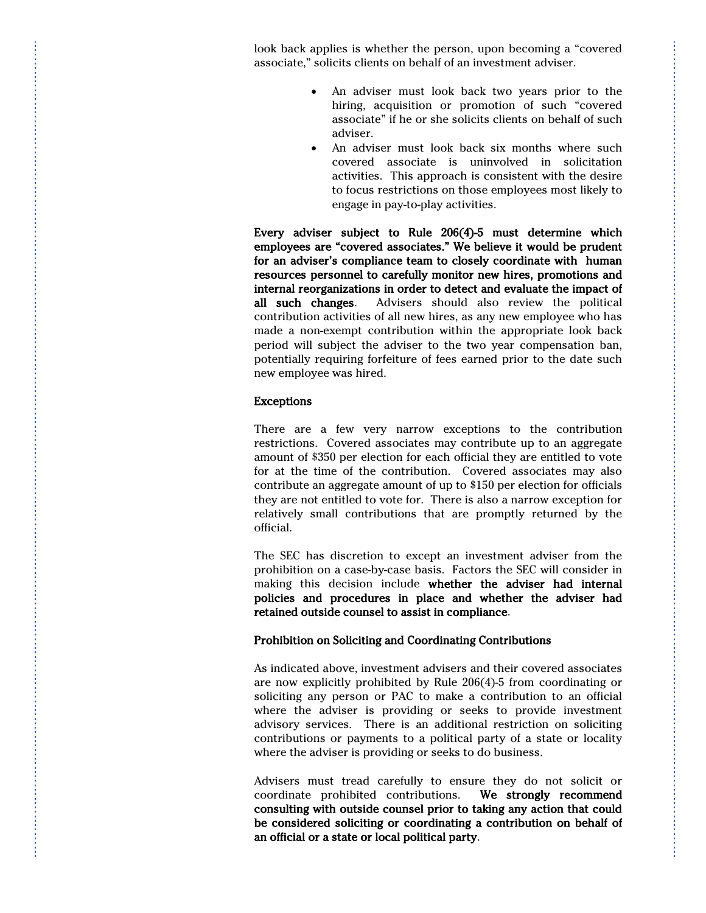look back applies is whether the person, upon becoming a "covered associate," solicits clients on behalf of an investment adviser.

- An adviser must look back two years prior to the hiring, acquisition or promotion of such "covered associate" if he or she solicits clients on behalf of such adviser.
- An adviser must look back six months where such covered associate is uninvolved in solicitation activities. This approach is consistent with the desire to focus restrictions on those employees most likely to engage in pay-to-play activities.

**Every adviser subject to Rule 206(4)-5 must determine which employees are "covered associates." We believe it would be prudent for an adviser's compliance team to closely coordinate with human resources personnel to carefully monitor new hires, promotions and internal reorganizations in order to detect and evaluate the impact of all such changes**. Advisers should also review the political contribution activities of all new hires, as any new employee who has made a non-exempt contribution within the appropriate look back period will subject the adviser to the two year compensation ban, potentially requiring forfeiture of fees earned prior to the date such new employee was hired.

**Exceptions**

There are a few very narrow exceptions to the contribution restrictions. Covered associates may contribute up to an aggregate amount of $350 per election for each official they are entitled to vote for at the time of the contribution. Covered associates may also contribute an aggregate amount of up to $150 per election for officials they are not entitled to vote for. There is also a narrow exception for relatively small contributions that are promptly returned by the official.

The SEC has discretion to except an investment adviser from the prohibition on a case-by-case basis. Factors the SEC will consider in making this decision include **whether the adviser had internal policies and procedures in place and whether the adviser had retained outside counsel to assist in compliance**.

**Prohibition on Soliciting and Coordinating Contributions**

As indicated above, investment advisers and their covered associates are now explicitly prohibited by Rule 206(4)-5 from coordinating or soliciting any person or PAC to make a contribution to an official where the adviser is providing or seeks to provide investment advisory services. There is an additional restriction on soliciting contributions or payments to a political party of a state or locality where the adviser is providing or seeks to do business.

Advisers must tread carefully to ensure they do not solicit or coordinate prohibited contributions. **We strongly recommend consulting with outside counsel prior to taking any action that could be considered soliciting or coordinating a contribution on behalf of an official or a state or local political party**.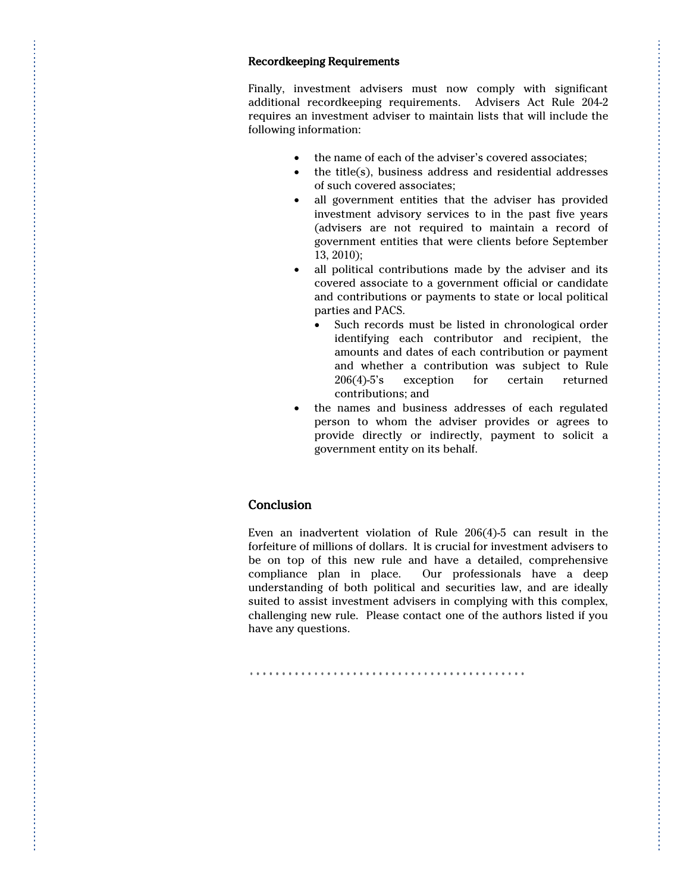### Recordkeeping Requirements

Finally, investment advisers must now comply with significant additional recordkeeping requirements. Advisers Act Rule 204-2 requires an investment adviser to maintain lists that will include the following information:

- the name of each of the adviser's covered associates;
- the title(s), business address and residential addresses of such covered associates;
- all government entities that the adviser has provided investment advisory services to in the past five years (advisers are not required to maintain a record of government entities that were clients before September 13, 2010);
- all political contributions made by the adviser and its covered associate to a government official or candidate and contributions or payments to state or local political parties and PACS.
  - Such records must be listed in chronological order identifying each contributor and recipient, the amounts and dates of each contribution or payment and whether a contribution was subject to Rule 206(4)-5's exception for certain returned contributions; and
- the names and business addresses of each regulated person to whom the adviser provides or agrees to provide directly or indirectly, payment to solicit a government entity on its behalf.

## Conclusion

Even an inadvertent violation of Rule 206(4)-5 can result in the forfeiture of millions of dollars. It is crucial for investment advisers to be on top of this new rule and have a detailed, comprehensive compliance plan in place. Our professionals have a deep understanding of both political and securities law, and are ideally suited to assist investment advisers in complying with this complex, challenging new rule. Please contact one of the authors listed if you have any questions.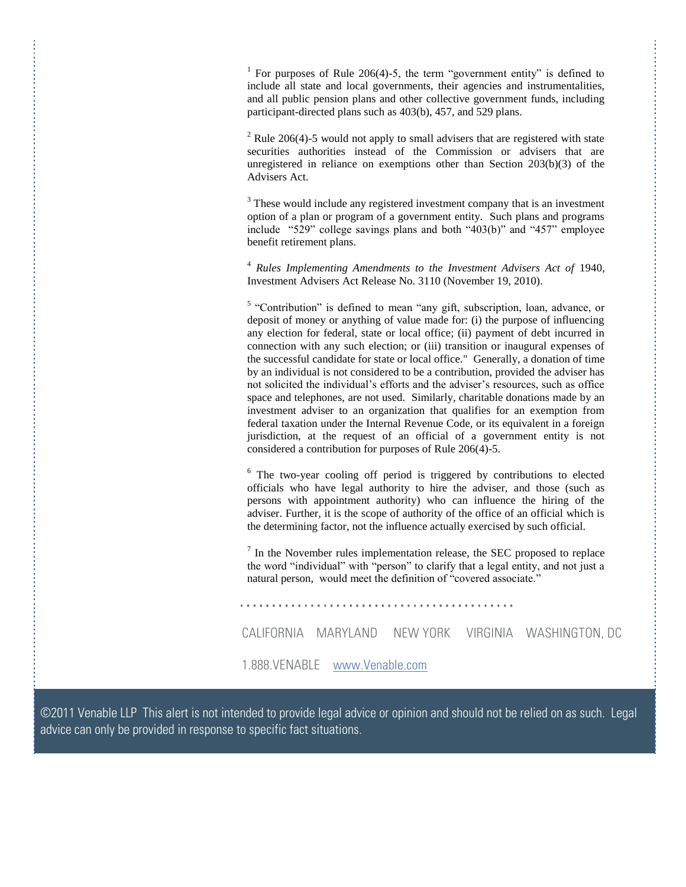[1] For purposes of Rule 206(4)-5, the term "government entity" is defined to include all state and local governments, their agencies and instrumentalities, and all public pension plans and other collective government funds, including participant-directed plans such as 403(b), 457, and 529 plans.

[2] Rule 206(4)-5 would not apply to small advisers that are registered with state securities authorities instead of the Commission or advisers that are unregistered in reliance on exemptions other than Section 203(b)(3) of the Advisers Act.

[3] These would include any registered investment company that is an investment option of a plan or program of a government entity. Such plans and programs include "529" college savings plans and both "403(b)" and "457" employee benefit retirement plans.

[4] *Rules Implementing Amendments to the Investment Advisers Act of* 1940, Investment Advisers Act Release No. 3110 (November 19, 2010).

[5] "Contribution" is defined to mean "any gift, subscription, loan, advance, or deposit of money or anything of value made for: (i) the purpose of influencing any election for federal, state or local office; (ii) payment of debt incurred in connection with any such election; or (iii) transition or inaugural expenses of the successful candidate for state or local office." Generally, a donation of time by an individual is not considered to be a contribution, provided the adviser has not solicited the individual's efforts and the adviser's resources, such as office space and telephones, are not used. Similarly, charitable donations made by an investment adviser to an organization that qualifies for an exemption from federal taxation under the Internal Revenue Code, or its equivalent in a foreign jurisdiction, at the request of an official of a government entity is not considered a contribution for purposes of Rule 206(4)-5.

[6] The two-year cooling off period is triggered by contributions to elected officials who have legal authority to hire the adviser, and those (such as persons with appointment authority) who can influence the hiring of the adviser. Further, it is the scope of authority of the office of an official which is the determining factor, not the influence actually exercised by such official.

[7] In the November rules implementation release, the SEC proposed to replace the word "individual" with "person" to clarify that a legal entity, and not just a natural person, would meet the definition of "covered associate."

CALIFORNIA MARYLAND NEW YORK VIRGINIA WASHINGTON, DC

1.888.VENABLE www.Venable.com

©2011 Venable LLP This alert is not intended to provide legal advice or opinion and should not be relied on as such. Legal advice can only be provided in response to specific fact situations.